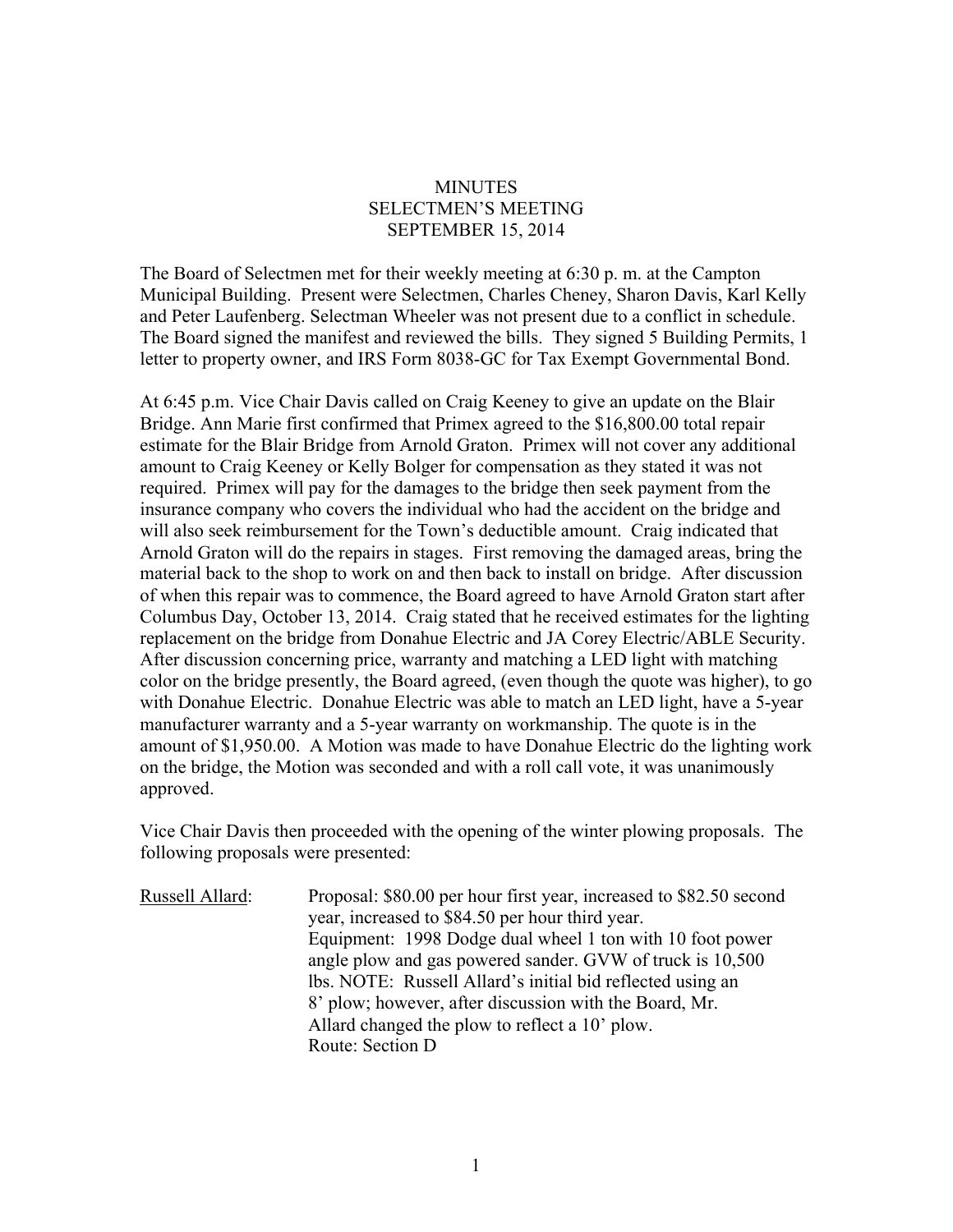# MINUTES
## SELECTMEN'S MEETING
## SEPTEMBER 15, 2014

The Board of Selectmen met for their weekly meeting at 6:30 p. m. at the Campton Municipal Building. Present were Selectmen, Charles Cheney, Sharon Davis, Karl Kelly and Peter Laufenberg. Selectman Wheeler was not present due to a conflict in schedule. The Board signed the manifest and reviewed the bills. They signed 5 Building Permits, 1 letter to property owner, and IRS Form 8038-GC for Tax Exempt Governmental Bond.

At 6:45 p.m. Vice Chair Davis called on Craig Keeney to give an update on the Blair Bridge. Ann Marie first confirmed that Primex agreed to the $16,800.00 total repair estimate for the Blair Bridge from Arnold Graton. Primex will not cover any additional amount to Craig Keeney or Kelly Bolger for compensation as they stated it was not required. Primex will pay for the damages to the bridge then seek payment from the insurance company who covers the individual who had the accident on the bridge and will also seek reimbursement for the Town's deductible amount. Craig indicated that Arnold Graton will do the repairs in stages. First removing the damaged areas, bring the material back to the shop to work on and then back to install on bridge. After discussion of when this repair was to commence, the Board agreed to have Arnold Graton start after Columbus Day, October 13, 2014. Craig stated that he received estimates for the lighting replacement on the bridge from Donahue Electric and JA Corey Electric/ABLE Security. After discussion concerning price, warranty and matching a LED light with matching color on the bridge presently, the Board agreed, (even though the quote was higher), to go with Donahue Electric. Donahue Electric was able to match an LED light, have a 5-year manufacturer warranty and a 5-year warranty on workmanship. The quote is in the amount of $1,950.00. A Motion was made to have Donahue Electric do the lighting work on the bridge, the Motion was seconded and with a roll call vote, it was unanimously approved.

Vice Chair Davis then proceeded with the opening of the winter plowing proposals. The following proposals were presented:

Russell Allard: Proposal: $80.00 per hour first year, increased to $82.50 second year, increased to $84.50 per hour third year.
Equipment: 1998 Dodge dual wheel 1 ton with 10 foot power angle plow and gas powered sander. GVW of truck is 10,500 lbs. NOTE: Russell Allard's initial bid reflected using an 8' plow; however, after discussion with the Board, Mr. Allard changed the plow to reflect a 10' plow.
Route: Section D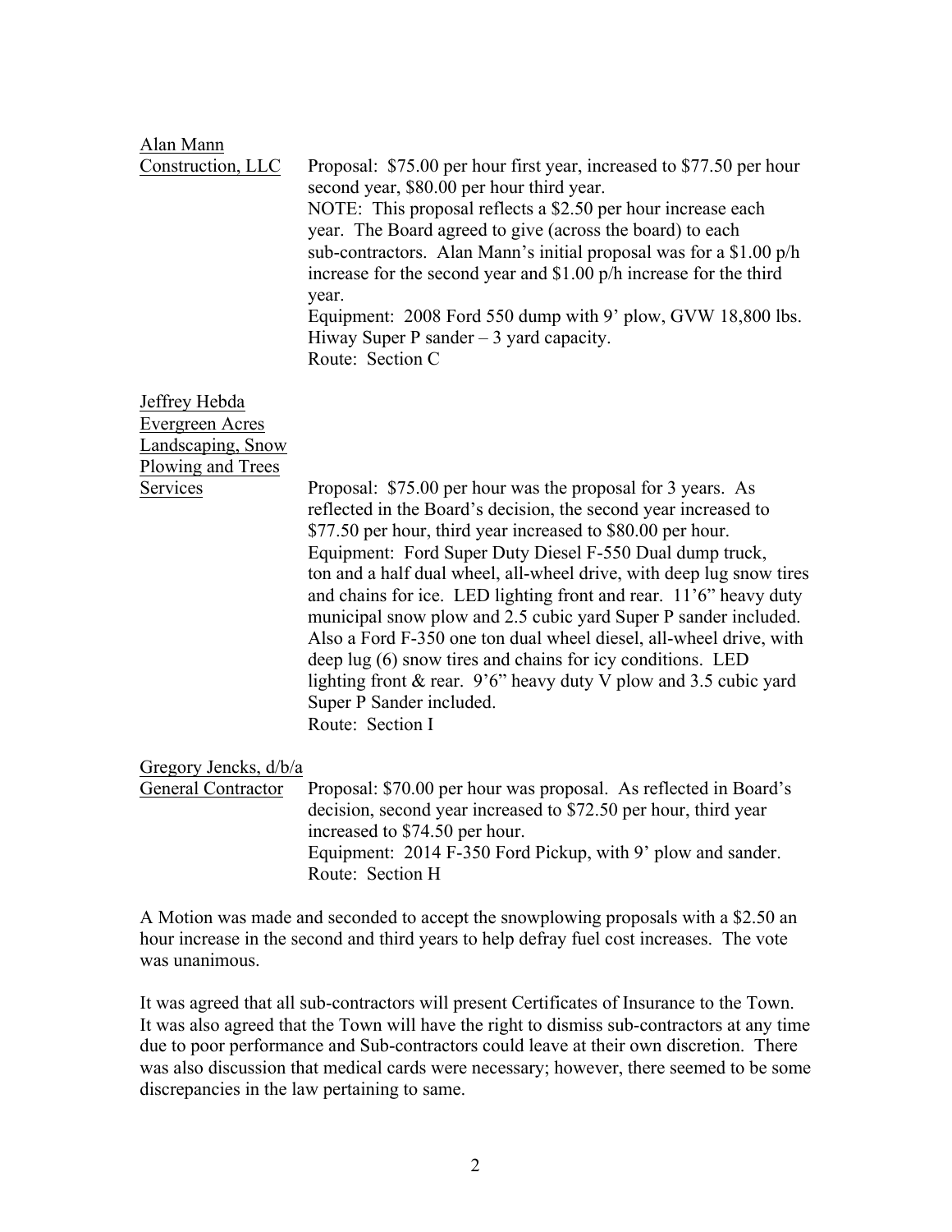Alan Mann Construction, LLC

Proposal: $75.00 per hour first year, increased to $77.50 per hour second year, $80.00 per hour third year.
NOTE: This proposal reflects a $2.50 per hour increase each year. The Board agreed to give (across the board) to each sub-contractors. Alan Mann's initial proposal was for a $1.00 p/h increase for the second year and $1.00 p/h increase for the third year.
Equipment: 2008 Ford 550 dump with 9' plow, GVW 18,800 lbs. Hiway Super P sander – 3 yard capacity.
Route: Section C

Jeffrey Hebda Evergreen Acres Landscaping, Snow Plowing and Trees Services

Proposal: $75.00 per hour was the proposal for 3 years. As reflected in the Board's decision, the second year increased to $77.50 per hour, third year increased to $80.00 per hour.
Equipment: Ford Super Duty Diesel F-550 Dual dump truck, ton and a half dual wheel, all-wheel drive, with deep lug snow tires and chains for ice. LED lighting front and rear. 11'6" heavy duty municipal snow plow and 2.5 cubic yard Super P sander included. Also a Ford F-350 one ton dual wheel diesel, all-wheel drive, with deep lug (6) snow tires and chains for icy conditions. LED lighting front & rear. 9'6" heavy duty V plow and 3.5 cubic yard Super P Sander included.
Route: Section I

Gregory Jencks, d/b/a General Contractor

Proposal: $70.00 per hour was proposal. As reflected in Board's decision, second year increased to $72.50 per hour, third year increased to $74.50 per hour.
Equipment: 2014 F-350 Ford Pickup, with 9' plow and sander.
Route: Section H

A Motion was made and seconded to accept the snowplowing proposals with a $2.50 an hour increase in the second and third years to help defray fuel cost increases. The vote was unanimous.

It was agreed that all sub-contractors will present Certificates of Insurance to the Town. It was also agreed that the Town will have the right to dismiss sub-contractors at any time due to poor performance and Sub-contractors could leave at their own discretion. There was also discussion that medical cards were necessary; however, there seemed to be some discrepancies in the law pertaining to same.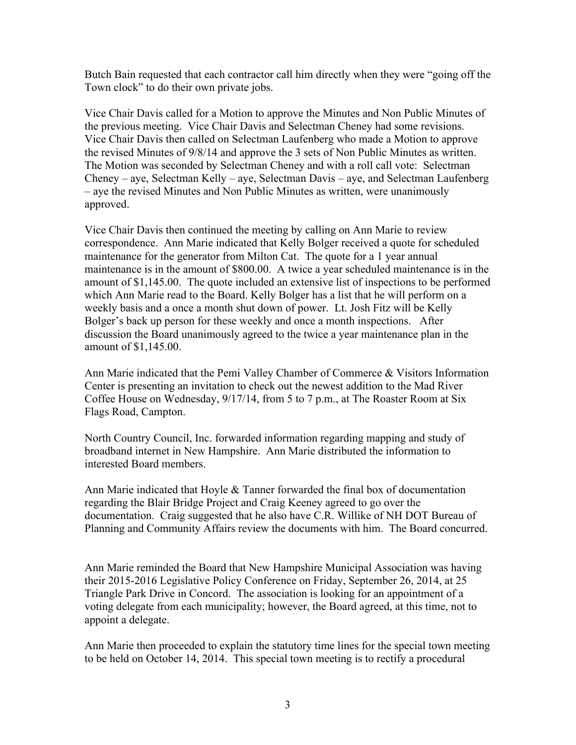Butch Bain requested that each contractor call him directly when they were "going off the Town clock" to do their own private jobs.

Vice Chair Davis called for a Motion to approve the Minutes and Non Public Minutes of the previous meeting. Vice Chair Davis and Selectman Cheney had some revisions. Vice Chair Davis then called on Selectman Laufenberg who made a Motion to approve the revised Minutes of 9/8/14 and approve the 3 sets of Non Public Minutes as written. The Motion was seconded by Selectman Cheney and with a roll call vote: Selectman Cheney – aye, Selectman Kelly – aye, Selectman Davis – aye, and Selectman Laufenberg – aye the revised Minutes and Non Public Minutes as written, were unanimously approved.

Vice Chair Davis then continued the meeting by calling on Ann Marie to review correspondence. Ann Marie indicated that Kelly Bolger received a quote for scheduled maintenance for the generator from Milton Cat. The quote for a 1 year annual maintenance is in the amount of $800.00. A twice a year scheduled maintenance is in the amount of $1,145.00. The quote included an extensive list of inspections to be performed which Ann Marie read to the Board. Kelly Bolger has a list that he will perform on a weekly basis and a once a month shut down of power. Lt. Josh Fitz will be Kelly Bolger's back up person for these weekly and once a month inspections. After discussion the Board unanimously agreed to the twice a year maintenance plan in the amount of $1,145.00.

Ann Marie indicated that the Pemi Valley Chamber of Commerce & Visitors Information Center is presenting an invitation to check out the newest addition to the Mad River Coffee House on Wednesday, 9/17/14, from 5 to 7 p.m., at The Roaster Room at Six Flags Road, Campton.

North Country Council, Inc. forwarded information regarding mapping and study of broadband internet in New Hampshire. Ann Marie distributed the information to interested Board members.

Ann Marie indicated that Hoyle & Tanner forwarded the final box of documentation regarding the Blair Bridge Project and Craig Keeney agreed to go over the documentation. Craig suggested that he also have C.R. Willike of NH DOT Bureau of Planning and Community Affairs review the documents with him. The Board concurred.

Ann Marie reminded the Board that New Hampshire Municipal Association was having their 2015-2016 Legislative Policy Conference on Friday, September 26, 2014, at 25 Triangle Park Drive in Concord. The association is looking for an appointment of a voting delegate from each municipality; however, the Board agreed, at this time, not to appoint a delegate.

Ann Marie then proceeded to explain the statutory time lines for the special town meeting to be held on October 14, 2014. This special town meeting is to rectify a procedural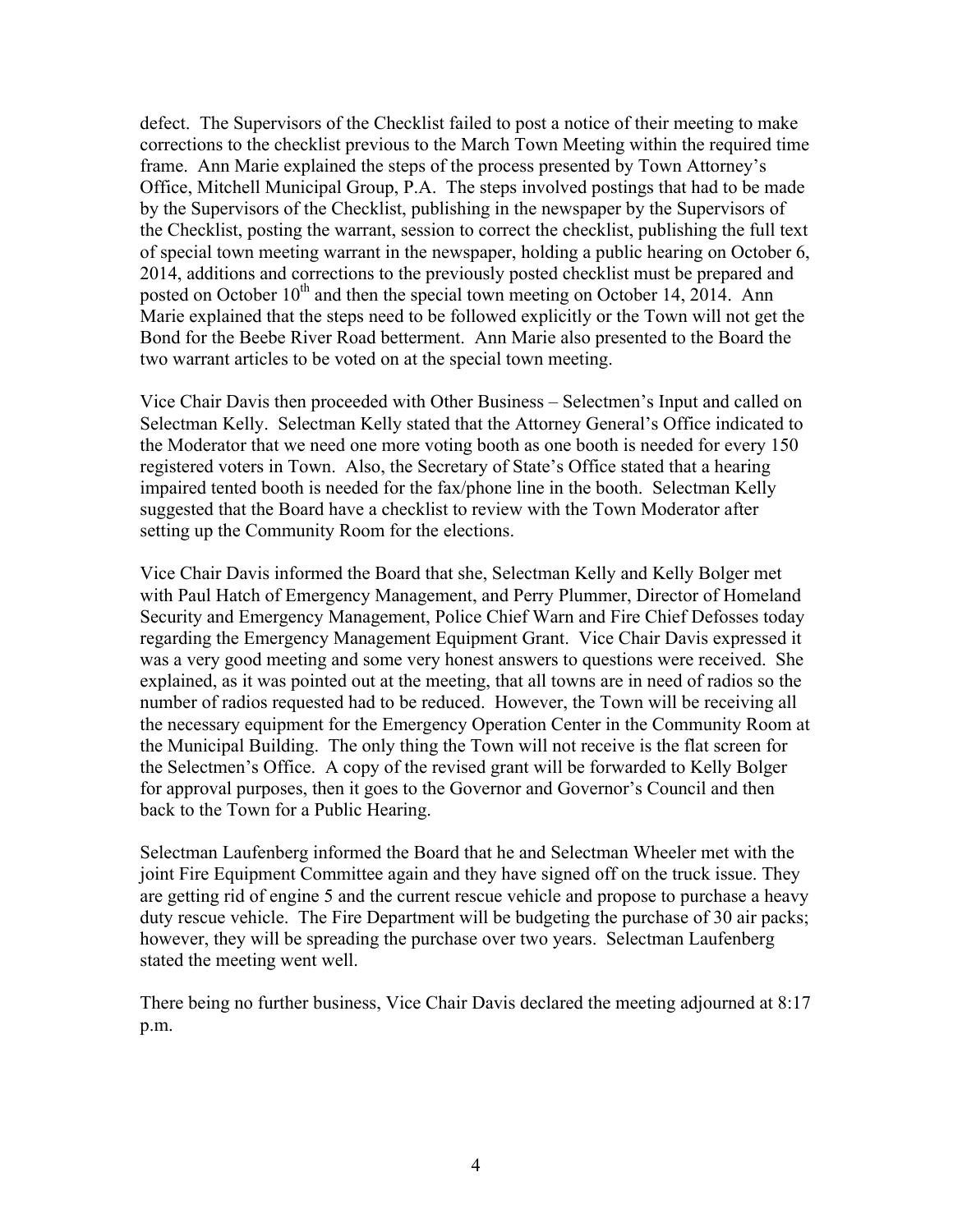defect. The Supervisors of the Checklist failed to post a notice of their meeting to make corrections to the checklist previous to the March Town Meeting within the required time frame. Ann Marie explained the steps of the process presented by Town Attorney's Office, Mitchell Municipal Group, P.A. The steps involved postings that had to be made by the Supervisors of the Checklist, publishing in the newspaper by the Supervisors of the Checklist, posting the warrant, session to correct the checklist, publishing the full text of special town meeting warrant in the newspaper, holding a public hearing on October 6, 2014, additions and corrections to the previously posted checklist must be prepared and posted on October 10th and then the special town meeting on October 14, 2014. Ann Marie explained that the steps need to be followed explicitly or the Town will not get the Bond for the Beebe River Road betterment. Ann Marie also presented to the Board the two warrant articles to be voted on at the special town meeting.

Vice Chair Davis then proceeded with Other Business – Selectmen's Input and called on Selectman Kelly. Selectman Kelly stated that the Attorney General's Office indicated to the Moderator that we need one more voting booth as one booth is needed for every 150 registered voters in Town. Also, the Secretary of State's Office stated that a hearing impaired tented booth is needed for the fax/phone line in the booth. Selectman Kelly suggested that the Board have a checklist to review with the Town Moderator after setting up the Community Room for the elections.

Vice Chair Davis informed the Board that she, Selectman Kelly and Kelly Bolger met with Paul Hatch of Emergency Management, and Perry Plummer, Director of Homeland Security and Emergency Management, Police Chief Warn and Fire Chief Defosses today regarding the Emergency Management Equipment Grant. Vice Chair Davis expressed it was a very good meeting and some very honest answers to questions were received. She explained, as it was pointed out at the meeting, that all towns are in need of radios so the number of radios requested had to be reduced. However, the Town will be receiving all the necessary equipment for the Emergency Operation Center in the Community Room at the Municipal Building. The only thing the Town will not receive is the flat screen for the Selectmen's Office. A copy of the revised grant will be forwarded to Kelly Bolger for approval purposes, then it goes to the Governor and Governor's Council and then back to the Town for a Public Hearing.

Selectman Laufenberg informed the Board that he and Selectman Wheeler met with the joint Fire Equipment Committee again and they have signed off on the truck issue. They are getting rid of engine 5 and the current rescue vehicle and propose to purchase a heavy duty rescue vehicle. The Fire Department will be budgeting the purchase of 30 air packs; however, they will be spreading the purchase over two years. Selectman Laufenberg stated the meeting went well.

There being no further business, Vice Chair Davis declared the meeting adjourned at 8:17 p.m.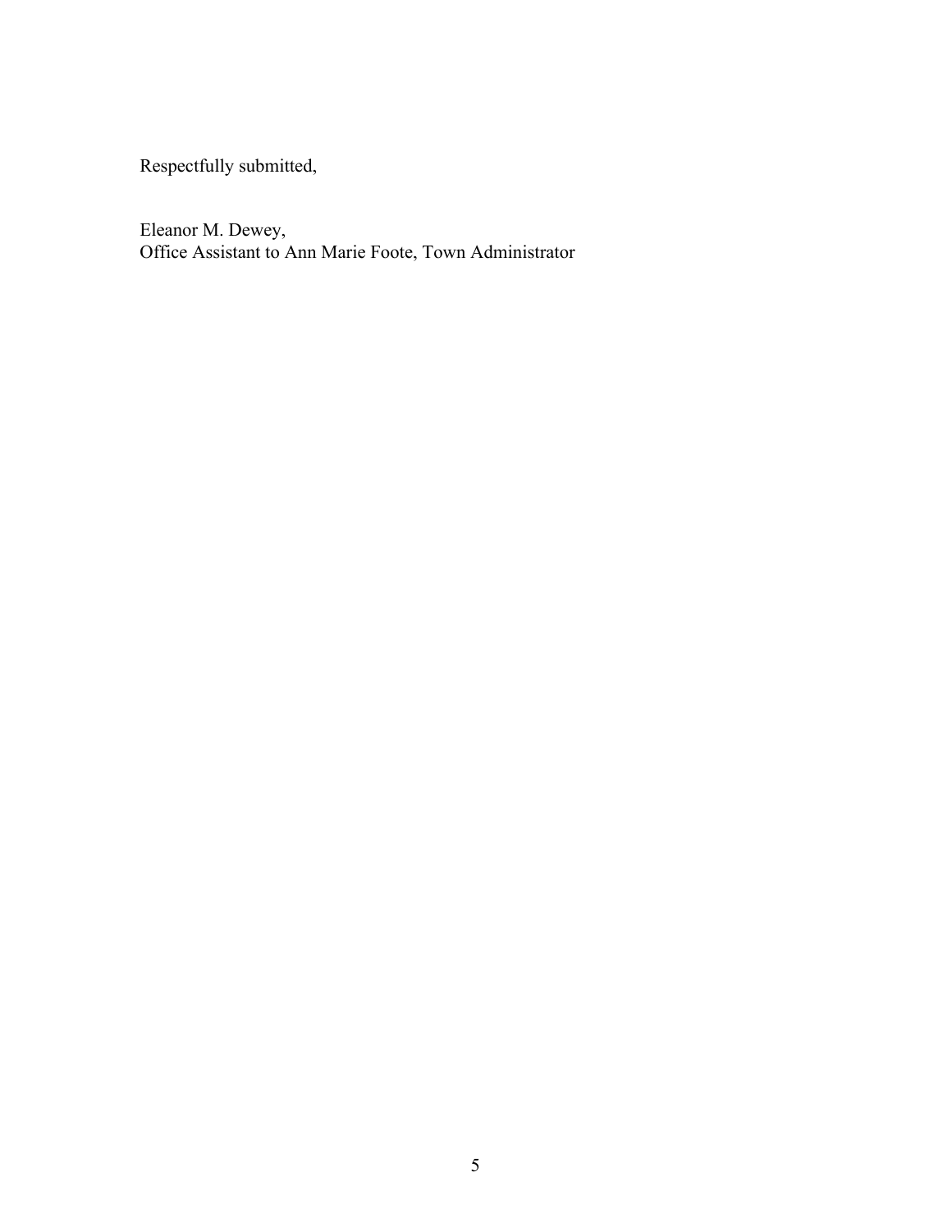Respectfully submitted,

Eleanor M. Dewey,
Office Assistant to Ann Marie Foote, Town Administrator